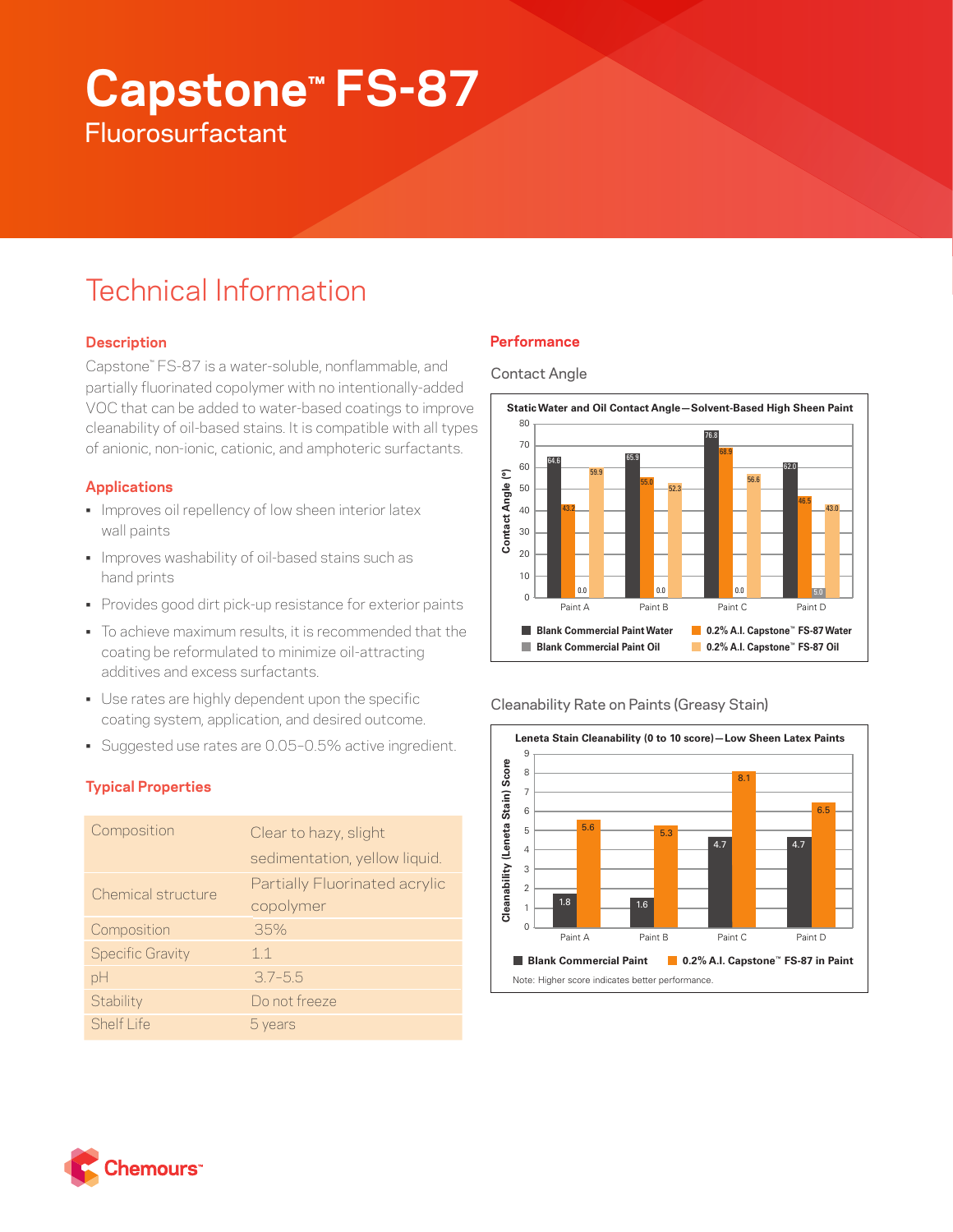# Capstone™ FS-87

Fluorosurfactant

## Technical Information

### Description

Capstone™ FS-87 is a water-soluble, nonflammable, and partially fluorinated copolymer with no intentionally-added VOC that can be added to water-based coatings to improve cleanability of oil-based stains. It is compatible with all types of anionic, non-ionic, cationic, and amphoteric surfactants.

### Applications

- Improves oil repellency of low sheen interior latex wall paints
- Improves washability of oil-based stains such as hand prints
- Provides good dirt pick-up resistance for exterior paints
- To achieve maximum results, it is recommended that the coating be reformulated to minimize oil-attracting additives and excess surfactants.
- Use rates are highly dependent upon the specific coating system, application, and desired outcome.
- Suggested use rates are 0.05–0.5% active ingredient.

### Typical Properties

| | |
|---|---|
| Composition | Clear to hazy, slight sedimentation, yellow liquid. |
| Chemical structure | Partially Fluorinated acrylic copolymer |
| Composition | 35% |
| Specific Gravity | 1.1 |
| pH | 3.7–5.5 |
| Stability | Do not freeze |
| Shelf Life | 5 years |

### Performance

Contact Angle

**Static Water and Oil Contact Angle—Solvent-Based High Sheen Paint**

Contact Angle (°)

| | Blank Commercial Paint Water | 0.2% A.I. Capstone™ FS-87 Water | Blank Commercial Paint Oil | 0.2% A.I. Capstone™ FS-87 Oil |
|---|---|---|---|---|
| Paint A | 64.6 | 43.2 | 0.0 | 59.9 |
| Paint B | 65.9 | 55.0 | 0.0 | 52.3 |
| Paint C | 76.8 | 68.9 | 0.0 | 56.6 |
| Paint D | 62.0 | 46.5 | 5.0 | 43.0 |

Cleanability Rate on Paints (Greasy Stain)

**Leneta Stain Cleanability (0 to 10 score)—Low Sheen Latex Paints**

Cleanability (Leneta Stain) Score

| | Blank Commercial Paint | 0.2% A.I. Capstone™ FS-87 in Paint |
|---|---|---|
| Paint A | 1.8 | 5.6 |
| Paint B | 1.6 | 5.3 |
| Paint C | 4.7 | 8.1 |
| Paint D | 4.7 | 6.5 |

Note: Higher score indicates better performance.

Chemours™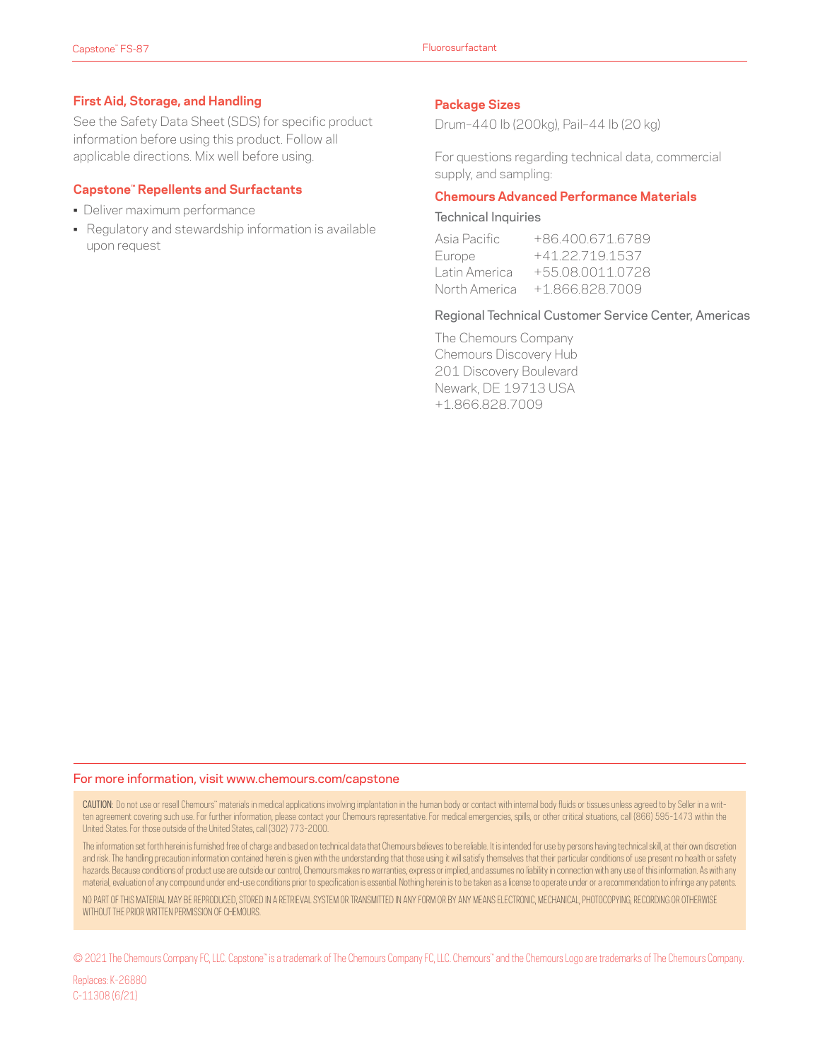## First Aid, Storage, and Handling

See the Safety Data Sheet (SDS) for specific product information before using this product. Follow all applicable directions. Mix well before using.

## Capstone™ Repellents and Surfactants

- Deliver maximum performance
- Regulatory and stewardship information is available upon request

## Package Sizes

Drum–440 lb (200kg), Pail–44 lb (20 kg)

For questions regarding technical data, commercial supply, and sampling:

## Chemours Advanced Performance Materials

Technical Inquiries

| | |
|---|---|
| Asia Pacific | +86.400.671.6789 |
| Europe | +41.22.719.1537 |
| Latin America | +55.08.0011.0728 |
| North America | +1.866.828.7009 |

Regional Technical Customer Service Center, Americas

The Chemours Company
Chemours Discovery Hub
201 Discovery Boulevard
Newark, DE 19713 USA
+1.866.828.7009

For more information, visit www.chemours.com/capstone

CAUTION: Do not use or resell Chemours™ materials in medical applications involving implantation in the human body or contact with internal body fluids or tissues unless agreed to by Seller in a written agreement covering such use. For further information, please contact your Chemours representative. For medical emergencies, spills, or other critical situations, call (866) 595-1473 within the United States. For those outside of the United States, call (302) 773-2000.

The information set forth herein is furnished free of charge and based on technical data that Chemours believes to be reliable. It is intended for use by persons having technical skill, at their own discretion and risk. The handling precaution information contained herein is given with the understanding that those using it will satisfy themselves that their particular conditions of use present no health or safety hazards. Because conditions of product use are outside our control, Chemours makes no warranties, express or implied, and assumes no liability in connection with any use of this information. As with any material, evaluation of any compound under end-use conditions prior to specification is essential. Nothing herein is to be taken as a license to operate under or a recommendation to infringe any patents.

NO PART OF THIS MATERIAL MAY BE REPRODUCED, STORED IN A RETRIEVAL SYSTEM OR TRANSMITTED IN ANY FORM OR BY ANY MEANS ELECTRONIC, MECHANICAL, PHOTOCOPYING, RECORDING OR OTHERWISE WITHOUT THE PRIOR WRITTEN PERMISSION OF CHEMOURS.

© 2021 The Chemours Company FC, LLC. Capstone™ is a trademark of The Chemours Company FC, LLC. Chemours™ and the Chemours Logo are trademarks of The Chemours Company.

Replaces: K-26880
C-11308 (6/21)